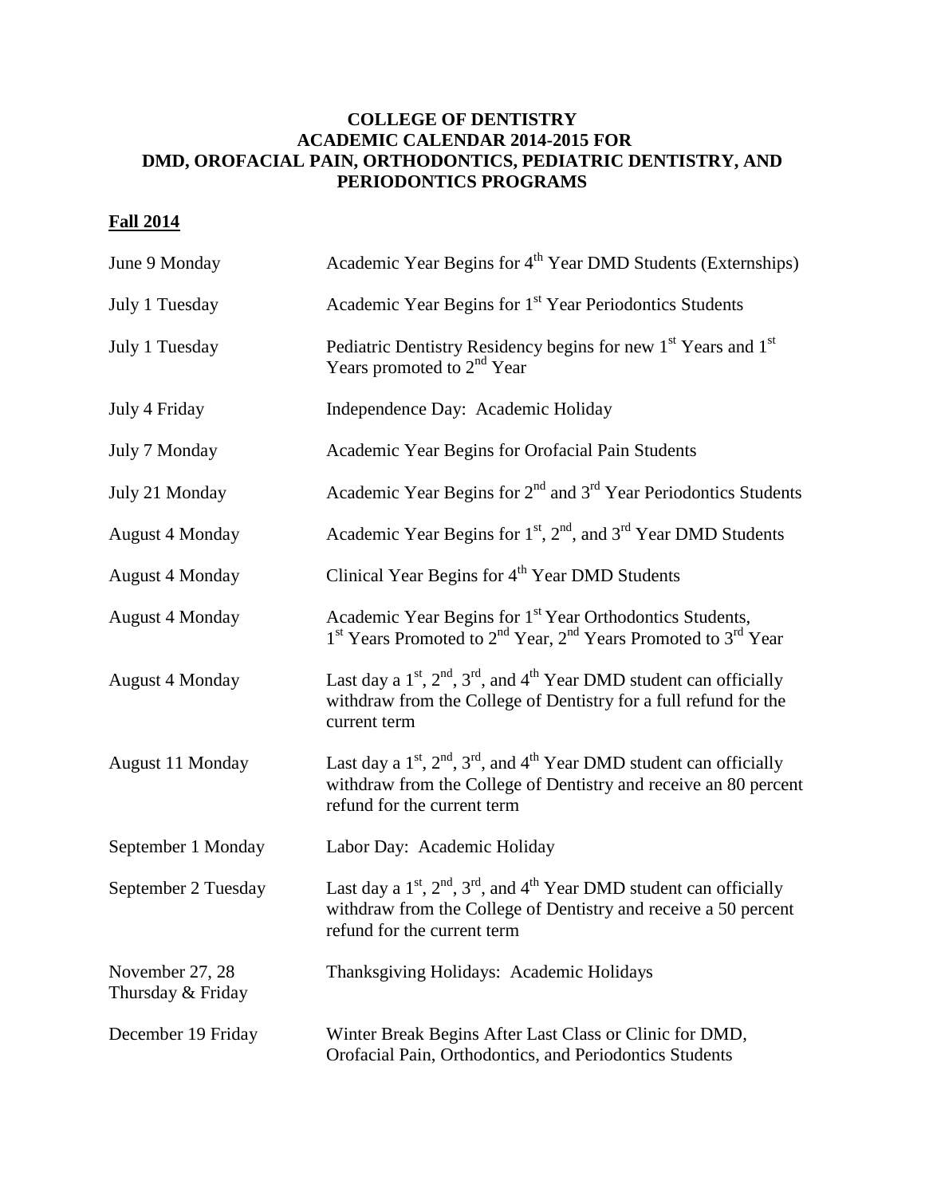# COLLEGE OF DENTISTRY
# ACADEMIC CALENDAR 2014-2015 FOR
# DMD, OROFACIAL PAIN, ORTHODONTICS, PEDIATRIC DENTISTRY, AND PERIODONTICS PROGRAMS

## Fall 2014

| | |
|---|---|
| June 9 Monday | Academic Year Begins for 4th Year DMD Students (Externships) |
| July 1 Tuesday | Academic Year Begins for 1st Year Periodontics Students |
| July 1 Tuesday | Pediatric Dentistry Residency begins for new 1st Years and 1st Years promoted to 2nd Year |
| July 4 Friday | Independence Day: Academic Holiday |
| July 7 Monday | Academic Year Begins for Orofacial Pain Students |
| July 21 Monday | Academic Year Begins for 2nd and 3rd Year Periodontics Students |
| August 4 Monday | Academic Year Begins for 1st, 2nd, and 3rd Year DMD Students |
| August 4 Monday | Clinical Year Begins for 4th Year DMD Students |
| August 4 Monday | Academic Year Begins for 1st Year Orthodontics Students, 1st Years Promoted to 2nd Year, 2nd Years Promoted to 3rd Year |
| August 4 Monday | Last day a 1st, 2nd, 3rd, and 4th Year DMD student can officially withdraw from the College of Dentistry for a full refund for the current term |
| August 11 Monday | Last day a 1st, 2nd, 3rd, and 4th Year DMD student can officially withdraw from the College of Dentistry and receive an 80 percent refund for the current term |
| September 1 Monday | Labor Day: Academic Holiday |
| September 2 Tuesday | Last day a 1st, 2nd, 3rd, and 4th Year DMD student can officially withdraw from the College of Dentistry and receive a 50 percent refund for the current term |
| November 27, 28 Thursday & Friday | Thanksgiving Holidays: Academic Holidays |
| December 19 Friday | Winter Break Begins After Last Class or Clinic for DMD, Orofacial Pain, Orthodontics, and Periodontics Students |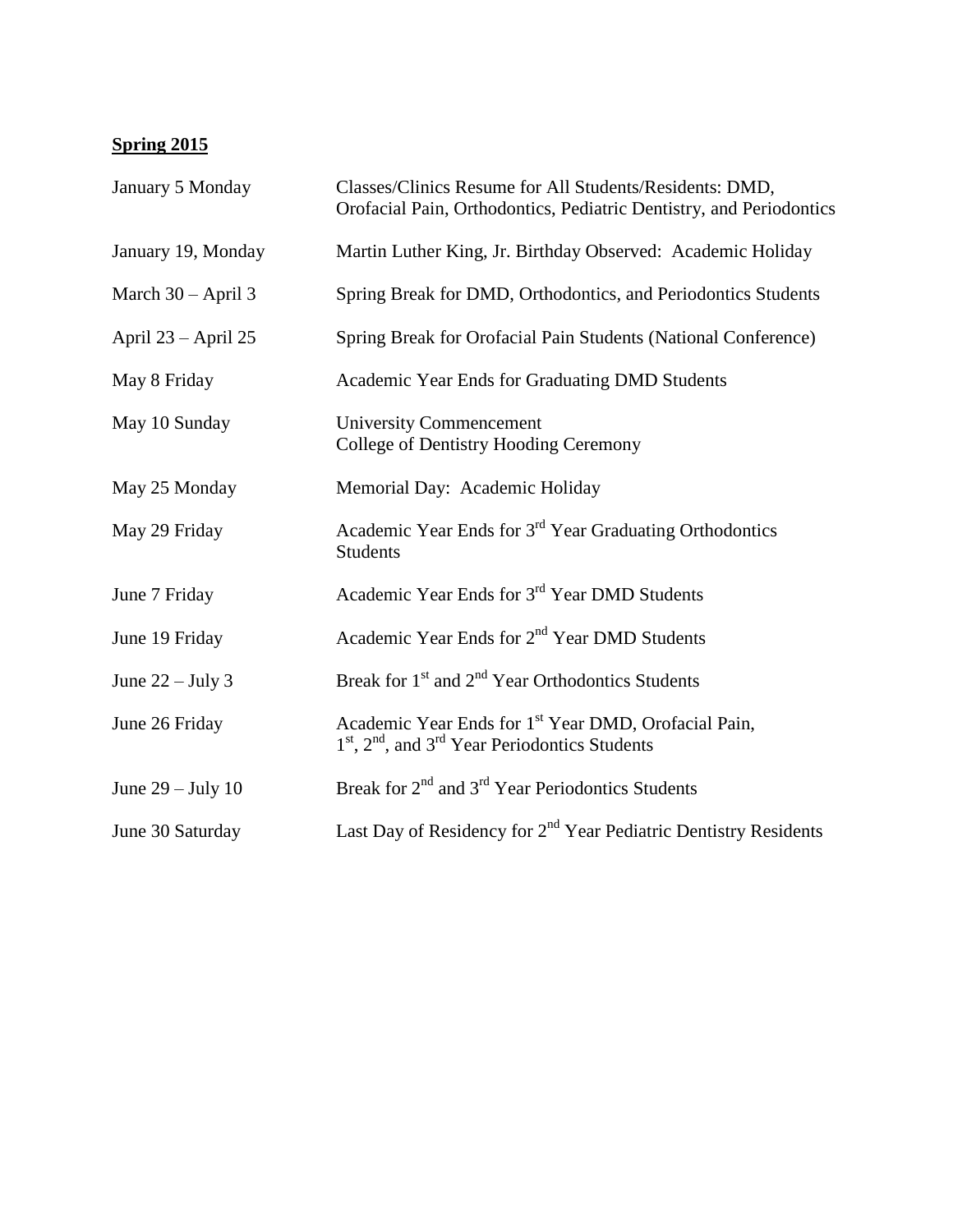**Spring 2015**

| | |
|---|---|
| January 5 Monday | Classes/Clinics Resume for All Students/Residents: DMD, Orofacial Pain, Orthodontics, Pediatric Dentistry, and Periodontics |
| January 19, Monday | Martin Luther King, Jr. Birthday Observed: Academic Holiday |
| March 30 – April 3 | Spring Break for DMD, Orthodontics, and Periodontics Students |
| April 23 – April 25 | Spring Break for Orofacial Pain Students (National Conference) |
| May 8 Friday | Academic Year Ends for Graduating DMD Students |
| May 10 Sunday | University Commencement<br>College of Dentistry Hooding Ceremony |
| May 25 Monday | Memorial Day: Academic Holiday |
| May 29 Friday | Academic Year Ends for 3rd Year Graduating Orthodontics Students |
| June 7 Friday | Academic Year Ends for 3rd Year DMD Students |
| June 19 Friday | Academic Year Ends for 2nd Year DMD Students |
| June 22 – July 3 | Break for 1st and 2nd Year Orthodontics Students |
| June 26 Friday | Academic Year Ends for 1st Year DMD, Orofacial Pain, 1st, 2nd, and 3rd Year Periodontics Students |
| June 29 – July 10 | Break for 2nd and 3rd Year Periodontics Students |
| June 30 Saturday | Last Day of Residency for 2nd Year Pediatric Dentistry Residents |